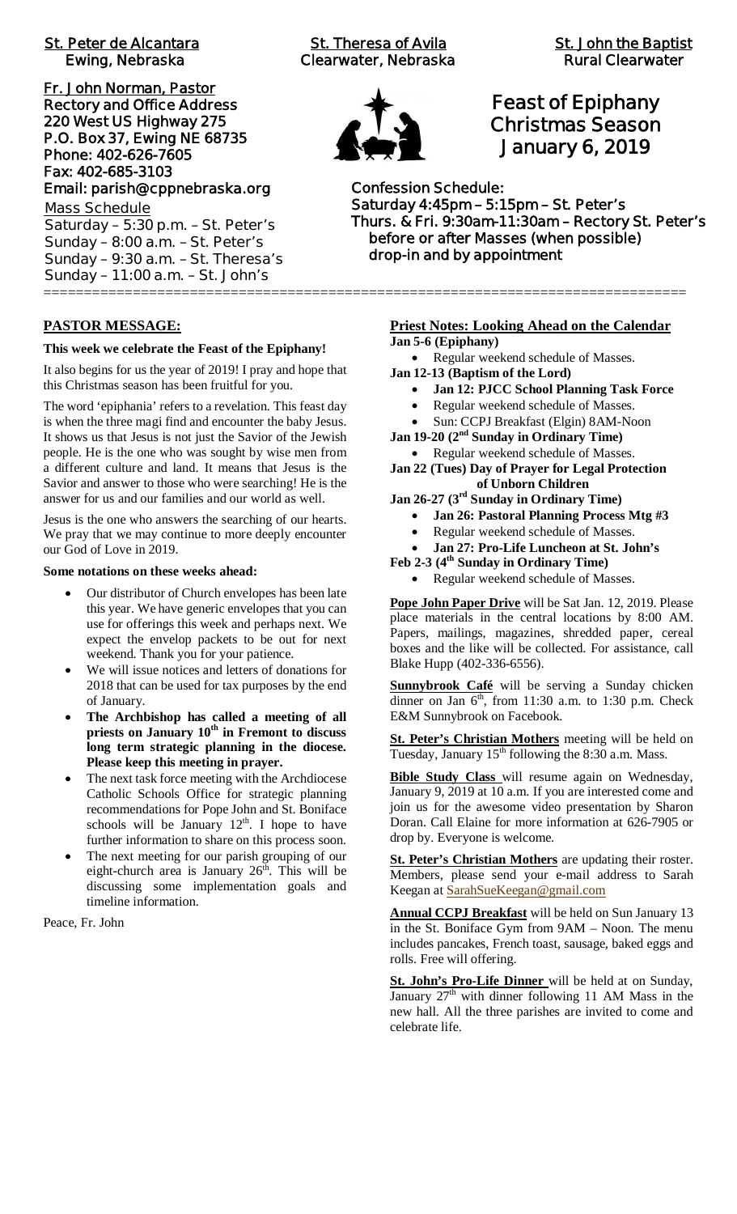**St. Peter de Alcantara**
**Ewing, Nebraska**

**St. Theresa of Avila**
**Clearwater, Nebraska**

**St. John the Baptist**
**Rural Clearwater**

**Fr. John Norman, Pastor**
**Rectory and Office Address**
**220 West US Highway 275**
**P.O. Box 37, Ewing NE 68735**
**Phone: 402-626-7605**
**Fax: 402-685-3103**
**Email: parish@cppnebraska.org**

Mass Schedule
Saturday – 5:30 p.m. – St. Peter's
Sunday – 8:00 a.m. – St. Peter's
Sunday – 9:30 a.m. – St. Theresa's
Sunday – 11:00 a.m. – St. John's

# Feast of Epiphany
# Christmas Season
# January 6, 2019

**Confession Schedule:**
**Saturday 4:45pm – 5:15pm – St. Peter's**
**Thurs. & Fri. 9:30am-11:30am – Rectory St. Peter's**
**before or after Masses (when possible)**
**drop-in and by appointment**

## PASTOR MESSAGE:

**This week we celebrate the Feast of the Epiphany!**

It also begins for us the year of 2019! I pray and hope that this Christmas season has been fruitful for you.

The word 'epiphania' refers to a revelation. This feast day is when the three magi find and encounter the baby Jesus. It shows us that Jesus is not just the Savior of the Jewish people. He is the one who was sought by wise men from a different culture and land. It means that Jesus is the Savior and answer to those who were searching! He is the answer for us and our families and our world as well.

Jesus is the one who answers the searching of our hearts. We pray that we may continue to more deeply encounter our God of Love in 2019.

**Some notations on these weeks ahead:**

- Our distributor of Church envelopes has been late this year. We have generic envelopes that you can use for offerings this week and perhaps next. We expect the envelop packets to be out for next weekend. Thank you for your patience.
- We will issue notices and letters of donations for 2018 that can be used for tax purposes by the end of January.
- **The Archbishop has called a meeting of all priests on January 10th in Fremont to discuss long term strategic planning in the diocese. Please keep this meeting in prayer.**
- The next task force meeting with the Archdiocese Catholic Schools Office for strategic planning recommendations for Pope John and St. Boniface schools will be January 12th. I hope to have further information to share on this process soon.
- The next meeting for our parish grouping of our eight-church area is January 26th. This will be discussing some implementation goals and timeline information.

Peace, Fr. John

## Priest Notes: Looking Ahead on the Calendar

**Jan 5-6 (Epiphany)**
- Regular weekend schedule of Masses.

**Jan 12-13 (Baptism of the Lord)**
- **Jan 12: PJCC School Planning Task Force**
- Regular weekend schedule of Masses.
- Sun: CCPJ Breakfast (Elgin) 8AM-Noon

**Jan 19-20 (2nd Sunday in Ordinary Time)**
- Regular weekend schedule of Masses.

**Jan 22 (Tues) Day of Prayer for Legal Protection of Unborn Children**

**Jan 26-27 (3rd Sunday in Ordinary Time)**
- **Jan 26: Pastoral Planning Process Mtg #3**
- Regular weekend schedule of Masses.
- **Jan 27: Pro-Life Luncheon at St. John's**

**Feb 2-3 (4th Sunday in Ordinary Time)**
- Regular weekend schedule of Masses.

**Pope John Paper Drive** will be Sat Jan. 12, 2019. Please place materials in the central locations by 8:00 AM. Papers, mailings, magazines, shredded paper, cereal boxes and the like will be collected. For assistance, call Blake Hupp (402-336-6556).

**Sunnybrook Café** will be serving a Sunday chicken dinner on Jan 6th, from 11:30 a.m. to 1:30 p.m. Check E&M Sunnybrook on Facebook.

**St. Peter's Christian Mothers** meeting will be held on Tuesday, January 15th following the 8:30 a.m. Mass.

**Bible Study Class** will resume again on Wednesday, January 9, 2019 at 10 a.m. If you are interested come and join us for the awesome video presentation by Sharon Doran. Call Elaine for more information at 626-7905 or drop by. Everyone is welcome.

**St. Peter's Christian Mothers** are updating their roster. Members, please send your e-mail address to Sarah Keegan at SarahSueKeegan@gmail.com

**Annual CCPJ Breakfast** will be held on Sun January 13 in the St. Boniface Gym from 9AM – Noon. The menu includes pancakes, French toast, sausage, baked eggs and rolls. Free will offering.

**St. John's Pro-Life Dinner** will be held at on Sunday, January 27th with dinner following 11 AM Mass in the new hall. All the three parishes are invited to come and celebrate life.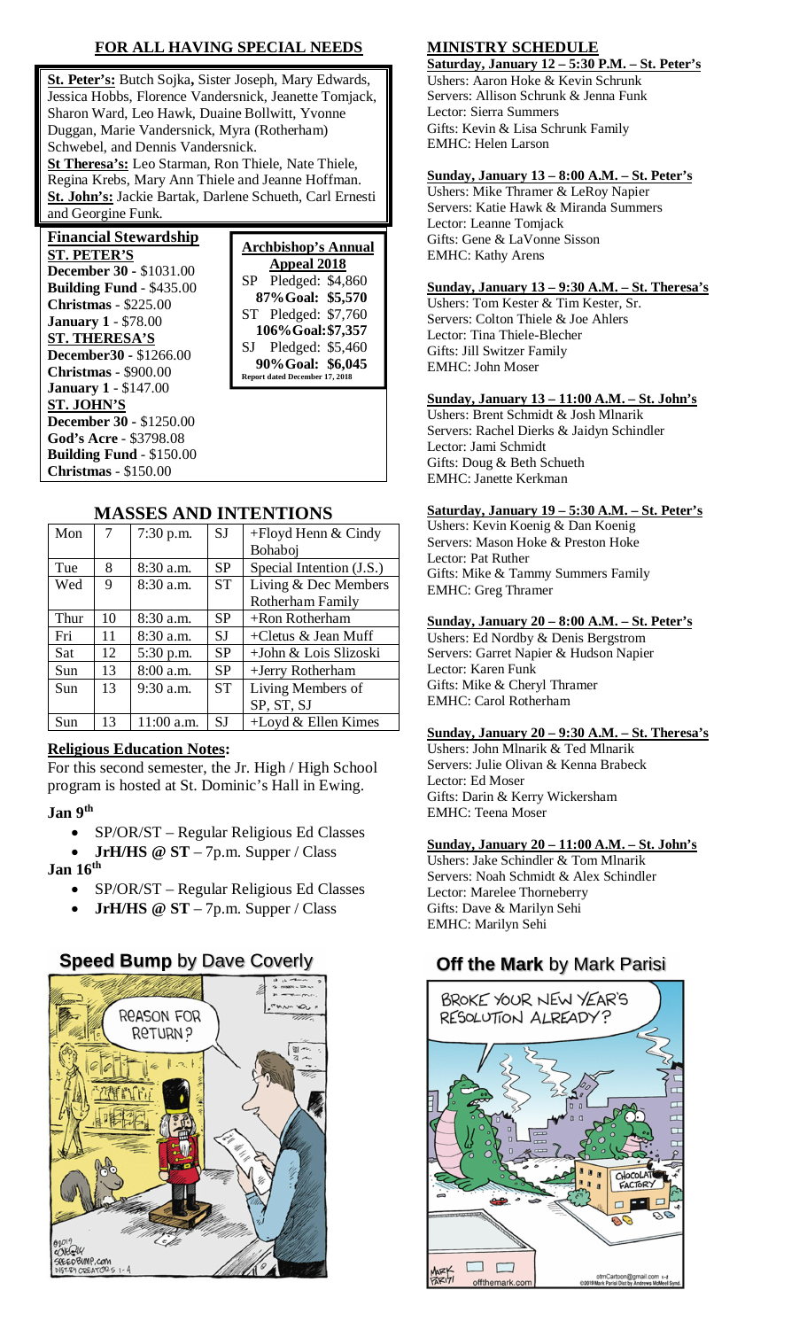## FOR ALL HAVING SPECIAL NEEDS

**St. Peter's:** Butch Sojka**,** Sister Joseph, Mary Edwards, Jessica Hobbs, Florence Vandersnick, Jeanette Tomjack, Sharon Ward, Leo Hawk, Duaine Bollwitt, Yvonne Duggan, Marie Vandersnick, Myra (Rotherham) Schwebel, and Dennis Vandersnick.

**St Theresa's:** Leo Starman, Ron Thiele, Nate Thiele, Regina Krebs, Mary Ann Thiele and Jeanne Hoffman.

**St. John's:** Jackie Bartak, Darlene Schueth, Carl Ernesti and Georgine Funk.

### Financial Stewardship

**ST. PETER'S**
**December 30** - $1031.00
**Building Fund** - $435.00
**Christmas** - $225.00
**January 1** - $78.00

**ST. THERESA'S**
**December30** - $1266.00
**Christmas** - $900.00
**January 1** - $147.00

**ST. JOHN'S**
**December 30** - $1250.00
**God's Acre** - $3798.08
**Building Fund** - $150.00
**Christmas** - $150.00

**Archbishop's Annual Appeal 2018**

SP Pledged: $4,860
**87%Goal: $5,570**
ST Pledged: $7,760
**106%Goal:$7,357**
SJ Pledged: $5,460
**90%Goal: $6,045**
**Report dated December 17, 2018**

## MASSES AND INTENTIONS

| | | | | |
|---|---|---|---|---|
| Mon | 7 | 7:30 p.m. | SJ | +Floyd Henn & Cindy Bohaboj |
| Tue | 8 | 8:30 a.m. | SP | Special Intention (J.S.) |
| Wed | 9 | 8:30 a.m. | ST | Living & Dec Members Rotherham Family |
| Thur | 10 | 8:30 a.m. | SP | +Ron Rotherham |
| Fri | 11 | 8:30 a.m. | SJ | +Cletus & Jean Muff |
| Sat | 12 | 5:30 p.m. | SP | +John & Lois Slizoski |
| Sun | 13 | 8:00 a.m. | SP | +Jerry Rotherham |
| Sun | 13 | 9:30 a.m. | ST | Living Members of SP, ST, SJ |
| Sun | 13 | 11:00 a.m. | SJ | +Loyd & Ellen Kimes |

### Religious Education Notes:

For this second semester, the Jr. High / High School program is hosted at St. Dominic's Hall in Ewing.

**Jan 9th**

- SP/OR/ST – Regular Religious Ed Classes
- **JrH/HS @ ST** – 7p.m. Supper / Class

**Jan 16th**

- SP/OR/ST – Regular Religious Ed Classes
- **JrH/HS @ ST** – 7p.m. Supper / Class

### Speed Bump by Dave Coverly

## MINISTRY SCHEDULE

**Saturday, January 12 – 5:30 P.M. – St. Peter's**
Ushers: Aaron Hoke & Kevin Schrunk
Servers: Allison Schrunk & Jenna Funk
Lector: Sierra Summers
Gifts: Kevin & Lisa Schrunk Family
EMHC: Helen Larson

**Sunday, January 13 – 8:00 A.M. – St. Peter's**
Ushers: Mike Thramer & LeRoy Napier
Servers: Katie Hawk & Miranda Summers
Lector: Leanne Tomjack
Gifts: Gene & LaVonne Sisson
EMHC: Kathy Arens

**Sunday, January 13 – 9:30 A.M. – St. Theresa's**
Ushers: Tom Kester & Tim Kester, Sr.
Servers: Colton Thiele & Joe Ahlers
Lector: Tina Thiele-Blecher
Gifts: Jill Switzer Family
EMHC: John Moser

**Sunday, January 13 – 11:00 A.M. – St. John's**
Ushers: Brent Schmidt & Josh Mlnarik
Servers: Rachel Dierks & Jaidyn Schindler
Lector: Jami Schmidt
Gifts: Doug & Beth Schueth
EMHC: Janette Kerkman

**Saturday, January 19 – 5:30 A.M. – St. Peter's**
Ushers: Kevin Koenig & Dan Koenig
Servers: Mason Hoke & Preston Hoke
Lector: Pat Ruther
Gifts: Mike & Tammy Summers Family
EMHC: Greg Thramer

**Sunday, January 20 – 8:00 A.M. – St. Peter's**
Ushers: Ed Nordby & Denis Bergstrom
Servers: Garret Napier & Hudson Napier
Lector: Karen Funk
Gifts: Mike & Cheryl Thramer
EMHC: Carol Rotherham

**Sunday, January 20 – 9:30 A.M. – St. Theresa's**
Ushers: John Mlnarik & Ted Mlnarik
Servers: Julie Olivan & Kenna Brabeck
Lector: Ed Moser
Gifts: Darin & Kerry Wickersham
EMHC: Teena Moser

**Sunday, January 20 – 11:00 A.M. – St. John's**
Ushers: Jake Schindler & Tom Mlnarik
Servers: Noah Schmidt & Alex Schindler
Lector: Marelee Thorneberry
Gifts: Dave & Marilyn Sehi
EMHC: Marilyn Sehi

### Off the Mark by Mark Parisi